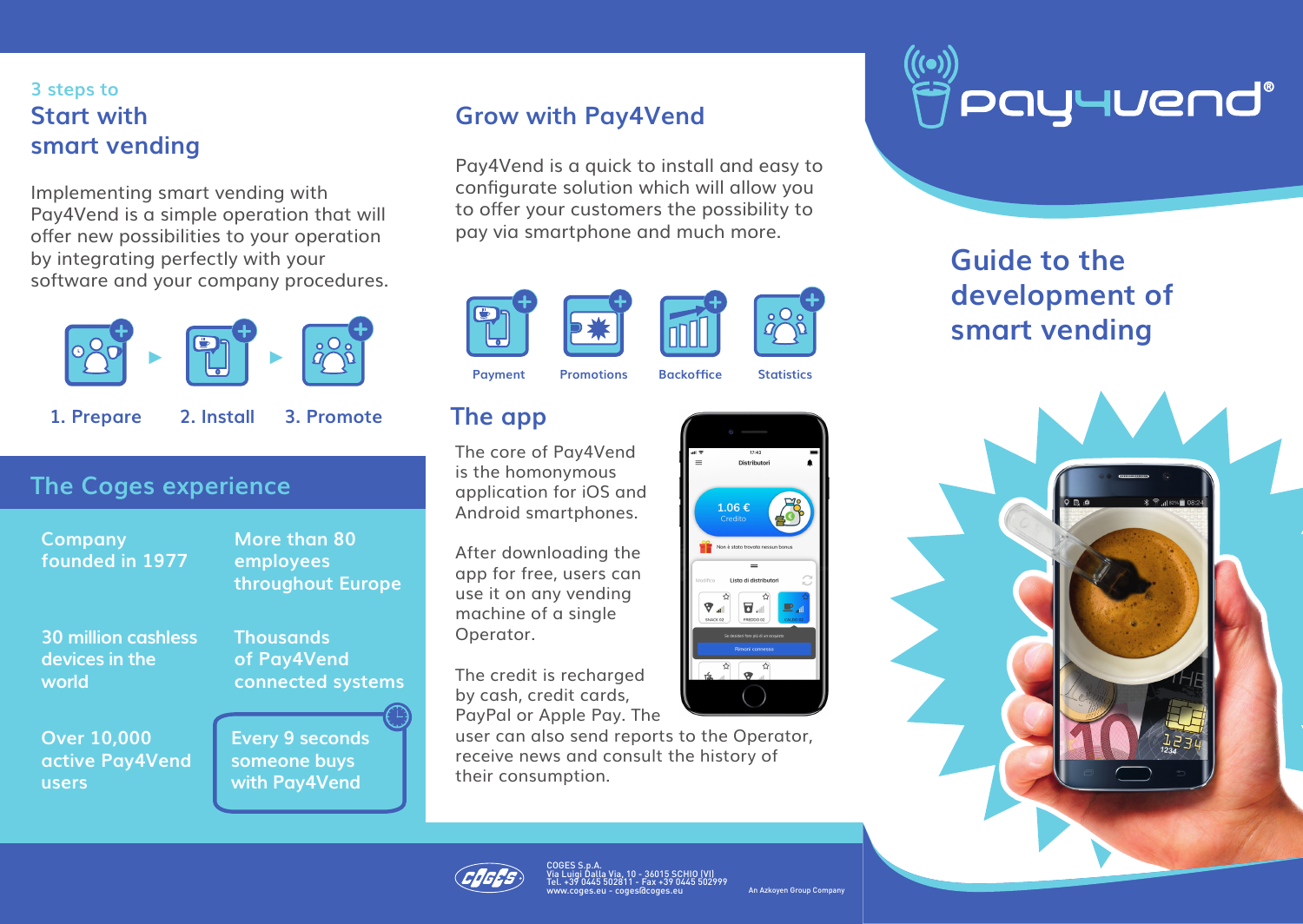# pay4vend®

## Guide to the development of smart vending

3 steps to

## Start with smart vending

Implementing smart vending with Pay4Vend is a simple operation that will offer new possibilities to your operation by integrating perfectly with your software and your company procedures.

1. Prepare
2. Install
3. Promote

## The Coges experience

- Company founded in 1977
- More than 80 employees throughout Europe
- 30 million cashless devices in the world
- Thousands of Pay4Vend connected systems
- Over 10,000 active Pay4Vend users
- Every 9 seconds someone buys with Pay4Vend

## Grow with Pay4Vend

Pay4Vend is a quick to install and easy to configurate solution which will allow you to offer your customers the possibility to pay via smartphone and much more.

- Payment
- Promotions
- Backoffice
- Statistics

## The app

The core of Pay4Vend is the homonymous application for iOS and Android smartphones.

After downloading the app for free, users can use it on any vending machine of a single Operator.

The credit is recharged by cash, credit cards, PayPal or Apple Pay. The user can also send reports to the Operator, receive news and consult the history of their consumption.

COGES S.p.A.
Via Luigi Dalla Via, 10 - 36015 SCHIO (VI)
Tel. +39 0445 502811 - Fax +39 0445 502999
www.coges.eu - coges@coges.eu

An Azkoyen Group Company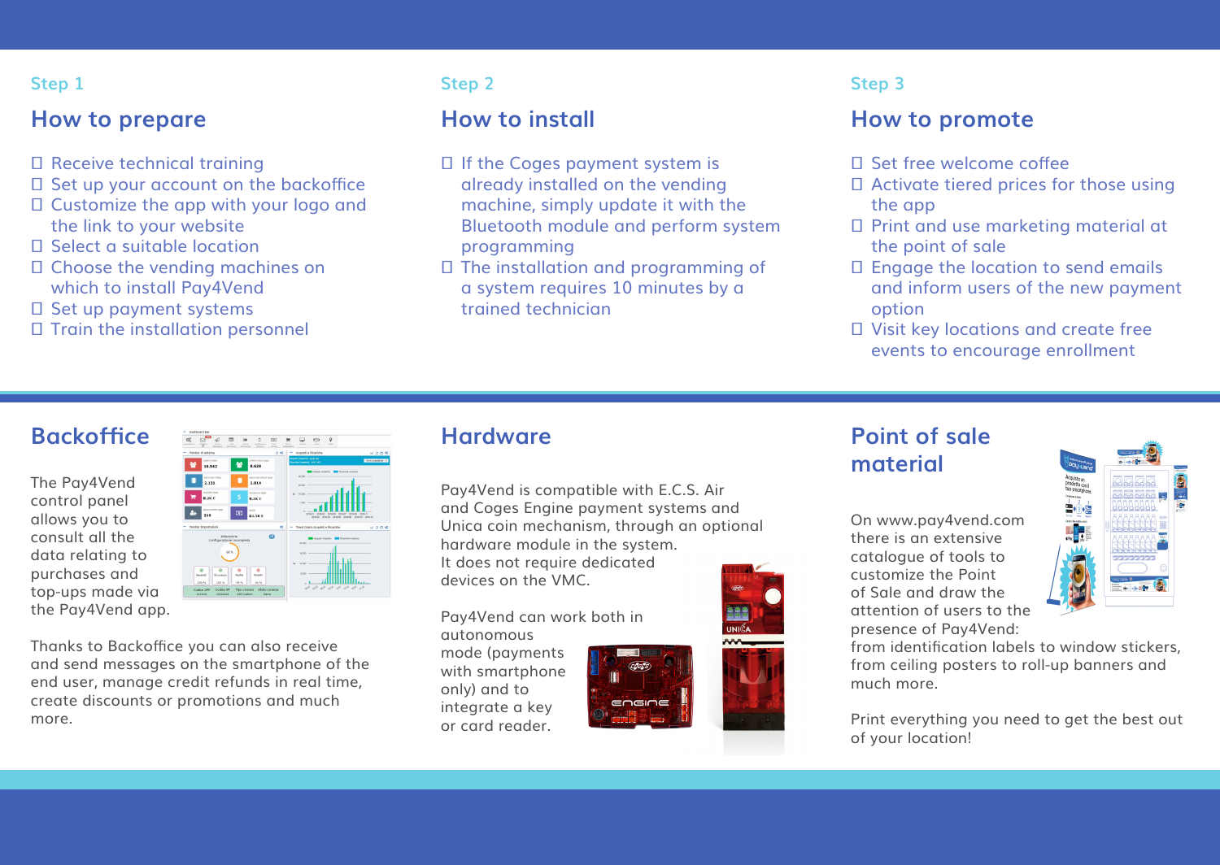Step 1

## How to prepare

- Receive technical training
- Set up your account on the backoffice
- Customize the app with your logo and the link to your website
- Select a suitable location
- Choose the vending machines on which to install Pay4Vend
- Set up payment systems
- Train the installation personnel

Step 2

## How to install

- If the Coges payment system is already installed on the vending machine, simply update it with the Bluetooth module and perform system programming
- The installation and programming of a system requires 10 minutes by a trained technician

Step 3

## How to promote

- Set free welcome coffee
- Activate tiered prices for those using the app
- Print and use marketing material at the point of sale
- Engage the location to send emails and inform users of the new payment option
- Visit key locations and create free events to encourage enrollment

## Backoffice

The Pay4Vend control panel allows you to consult all the data relating to purchases and top-ups made via the Pay4Vend app.

Thanks to Backoffice you can also receive and send messages on the smartphone of the end user, manage credit refunds in real time, create discounts or promotions and much more.

## Hardware

Pay4Vend is compatible with E.C.S. Air and Coges Engine payment systems and Unica coin mechanism, through an optional hardware module in the system.
It does not require dedicated devices on the VMC.

Pay4Vend can work both in autonomous mode (payments with smartphone only) and to integrate a key or card reader.

## Point of sale material

On www.pay4vend.com there is an extensive catalogue of tools to customize the Point of Sale and draw the attention of users to the presence of Pay4Vend: from identification labels to window stickers, from ceiling posters to roll-up banners and much more.

Print everything you need to get the best out of your location!